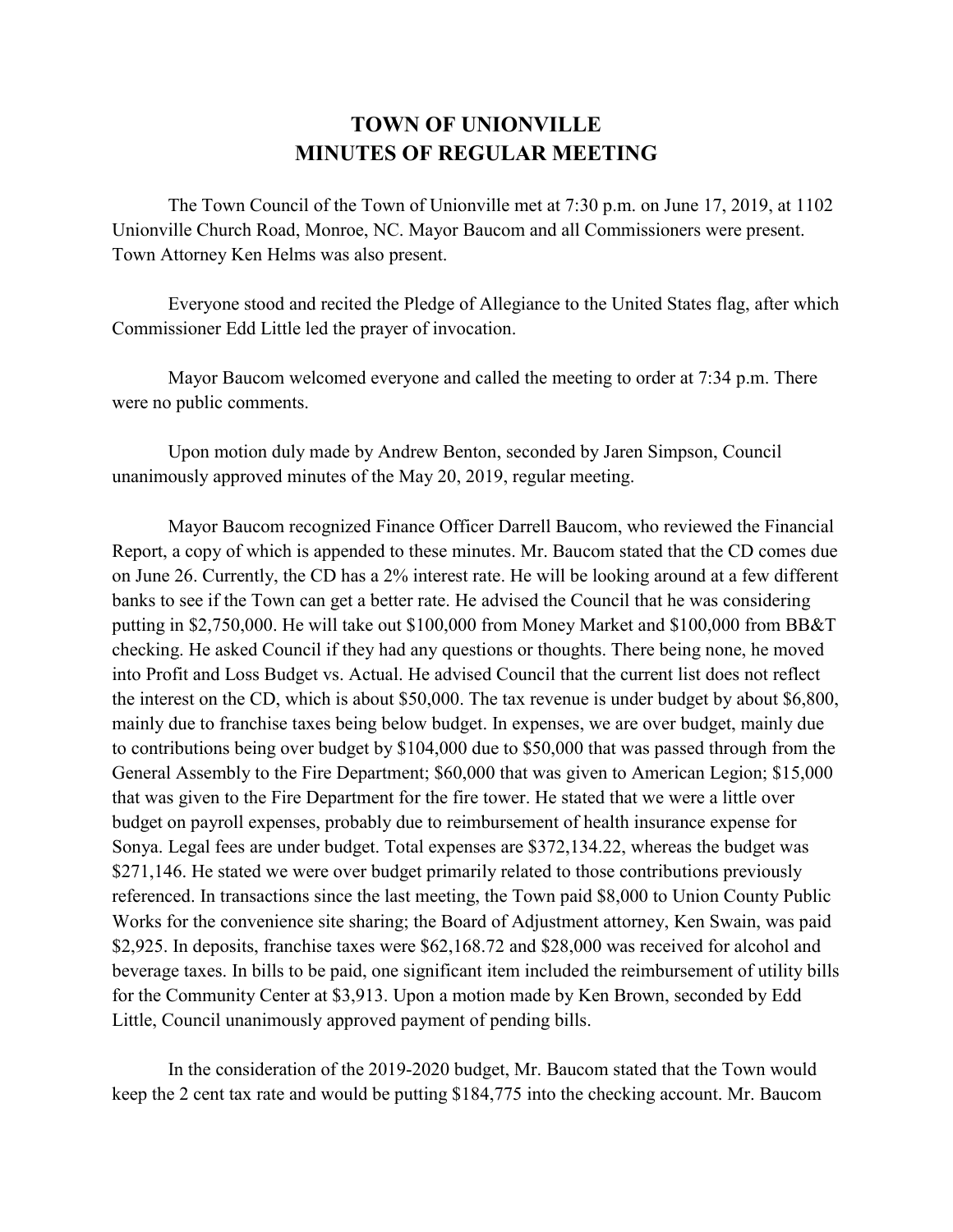# TOWN OF UNIONVILLE
# MINUTES OF REGULAR MEETING

The Town Council of the Town of Unionville met at 7:30 p.m. on June 17, 2019, at 1102 Unionville Church Road, Monroe, NC. Mayor Baucom and all Commissioners were present. Town Attorney Ken Helms was also present.

Everyone stood and recited the Pledge of Allegiance to the United States flag, after which Commissioner Edd Little led the prayer of invocation.

Mayor Baucom welcomed everyone and called the meeting to order at 7:34 p.m. There were no public comments.

Upon motion duly made by Andrew Benton, seconded by Jaren Simpson, Council unanimously approved minutes of the May 20, 2019, regular meeting.

Mayor Baucom recognized Finance Officer Darrell Baucom, who reviewed the Financial Report, a copy of which is appended to these minutes. Mr. Baucom stated that the CD comes due on June 26. Currently, the CD has a 2% interest rate. He will be looking around at a few different banks to see if the Town can get a better rate. He advised the Council that he was considering putting in $2,750,000. He will take out $100,000 from Money Market and $100,000 from BB&T checking. He asked Council if they had any questions or thoughts. There being none, he moved into Profit and Loss Budget vs. Actual. He advised Council that the current list does not reflect the interest on the CD, which is about $50,000. The tax revenue is under budget by about $6,800, mainly due to franchise taxes being below budget. In expenses, we are over budget, mainly due to contributions being over budget by $104,000 due to $50,000 that was passed through from the General Assembly to the Fire Department; $60,000 that was given to American Legion; $15,000 that was given to the Fire Department for the fire tower. He stated that we were a little over budget on payroll expenses, probably due to reimbursement of health insurance expense for Sonya. Legal fees are under budget. Total expenses are $372,134.22, whereas the budget was $271,146. He stated we were over budget primarily related to those contributions previously referenced. In transactions since the last meeting, the Town paid $8,000 to Union County Public Works for the convenience site sharing; the Board of Adjustment attorney, Ken Swain, was paid $2,925. In deposits, franchise taxes were $62,168.72 and $28,000 was received for alcohol and beverage taxes. In bills to be paid, one significant item included the reimbursement of utility bills for the Community Center at $3,913. Upon a motion made by Ken Brown, seconded by Edd Little, Council unanimously approved payment of pending bills.

In the consideration of the 2019-2020 budget, Mr. Baucom stated that the Town would keep the 2 cent tax rate and would be putting $184,775 into the checking account. Mr. Baucom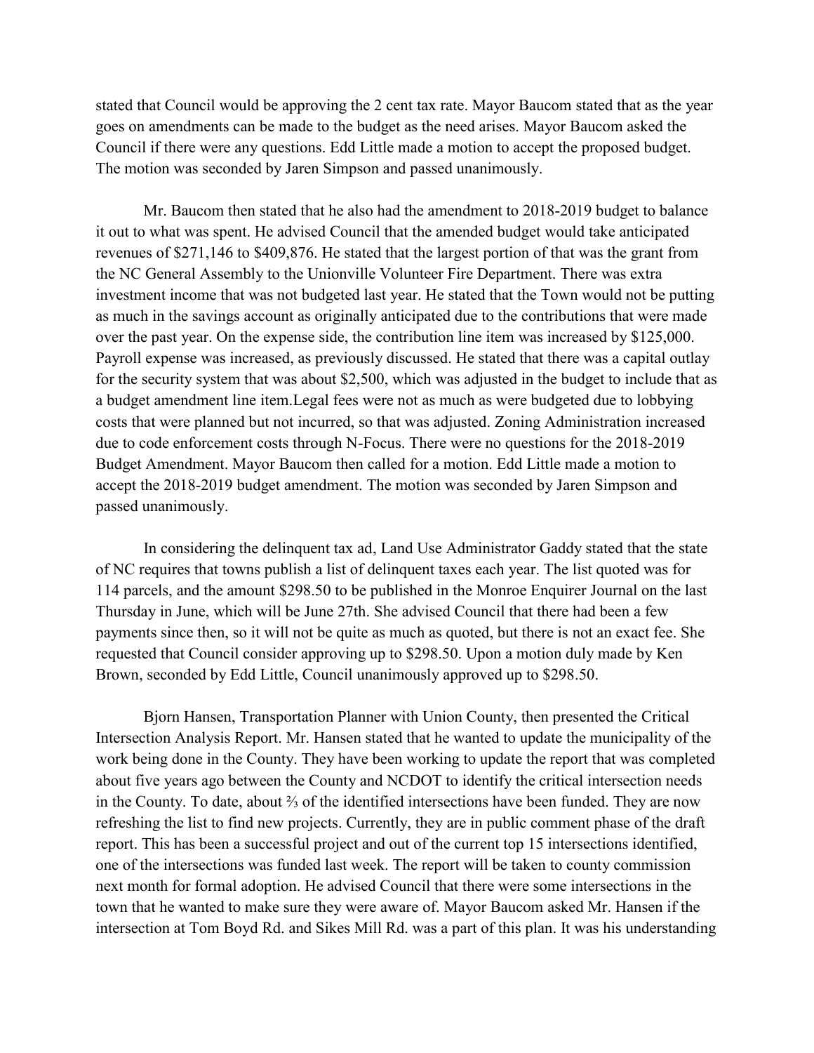stated that Council would be approving the 2 cent tax rate. Mayor Baucom stated that as the year goes on amendments can be made to the budget as the need arises. Mayor Baucom asked the Council if there were any questions. Edd Little made a motion to accept the proposed budget. The motion was seconded by Jaren Simpson and passed unanimously.

Mr. Baucom then stated that he also had the amendment to 2018-2019 budget to balance it out to what was spent. He advised Council that the amended budget would take anticipated revenues of $271,146 to $409,876. He stated that the largest portion of that was the grant from the NC General Assembly to the Unionville Volunteer Fire Department. There was extra investment income that was not budgeted last year. He stated that the Town would not be putting as much in the savings account as originally anticipated due to the contributions that were made over the past year. On the expense side, the contribution line item was increased by $125,000. Payroll expense was increased, as previously discussed. He stated that there was a capital outlay for the security system that was about $2,500, which was adjusted in the budget to include that as a budget amendment line item.Legal fees were not as much as were budgeted due to lobbying costs that were planned but not incurred, so that was adjusted. Zoning Administration increased due to code enforcement costs through N-Focus. There were no questions for the 2018-2019 Budget Amendment. Mayor Baucom then called for a motion. Edd Little made a motion to accept the 2018-2019 budget amendment. The motion was seconded by Jaren Simpson and passed unanimously.

In considering the delinquent tax ad, Land Use Administrator Gaddy stated that the state of NC requires that towns publish a list of delinquent taxes each year. The list quoted was for 114 parcels, and the amount $298.50 to be published in the Monroe Enquirer Journal on the last Thursday in June, which will be June 27th. She advised Council that there had been a few payments since then, so it will not be quite as much as quoted, but there is not an exact fee. She requested that Council consider approving up to $298.50. Upon a motion duly made by Ken Brown, seconded by Edd Little, Council unanimously approved up to $298.50.

Bjorn Hansen, Transportation Planner with Union County, then presented the Critical Intersection Analysis Report. Mr. Hansen stated that he wanted to update the municipality of the work being done in the County. They have been working to update the report that was completed about five years ago between the County and NCDOT to identify the critical intersection needs in the County. To date, about ⅔ of the identified intersections have been funded. They are now refreshing the list to find new projects. Currently, they are in public comment phase of the draft report. This has been a successful project and out of the current top 15 intersections identified, one of the intersections was funded last week. The report will be taken to county commission next month for formal adoption. He advised Council that there were some intersections in the town that he wanted to make sure they were aware of. Mayor Baucom asked Mr. Hansen if the intersection at Tom Boyd Rd. and Sikes Mill Rd. was a part of this plan. It was his understanding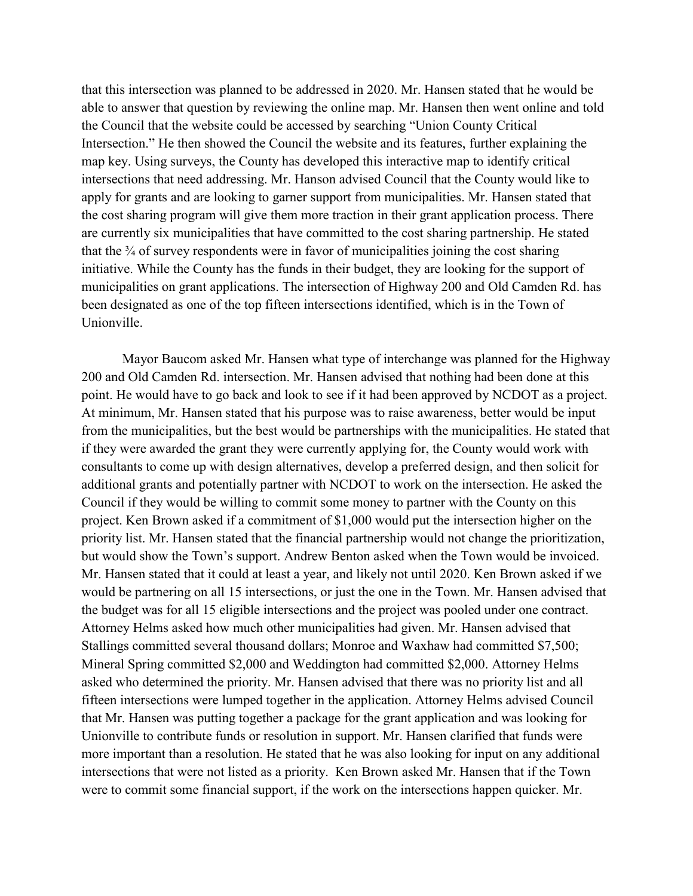that this intersection was planned to be addressed in 2020. Mr. Hansen stated that he would be able to answer that question by reviewing the online map. Mr. Hansen then went online and told the Council that the website could be accessed by searching "Union County Critical Intersection." He then showed the Council the website and its features, further explaining the map key. Using surveys, the County has developed this interactive map to identify critical intersections that need addressing. Mr. Hanson advised Council that the County would like to apply for grants and are looking to garner support from municipalities. Mr. Hansen stated that the cost sharing program will give them more traction in their grant application process. There are currently six municipalities that have committed to the cost sharing partnership. He stated that the ¾ of survey respondents were in favor of municipalities joining the cost sharing initiative. While the County has the funds in their budget, they are looking for the support of municipalities on grant applications. The intersection of Highway 200 and Old Camden Rd. has been designated as one of the top fifteen intersections identified, which is in the Town of Unionville.

Mayor Baucom asked Mr. Hansen what type of interchange was planned for the Highway 200 and Old Camden Rd. intersection. Mr. Hansen advised that nothing had been done at this point. He would have to go back and look to see if it had been approved by NCDOT as a project. At minimum, Mr. Hansen stated that his purpose was to raise awareness, better would be input from the municipalities, but the best would be partnerships with the municipalities. He stated that if they were awarded the grant they were currently applying for, the County would work with consultants to come up with design alternatives, develop a preferred design, and then solicit for additional grants and potentially partner with NCDOT to work on the intersection. He asked the Council if they would be willing to commit some money to partner with the County on this project. Ken Brown asked if a commitment of $1,000 would put the intersection higher on the priority list. Mr. Hansen stated that the financial partnership would not change the prioritization, but would show the Town's support. Andrew Benton asked when the Town would be invoiced. Mr. Hansen stated that it could at least a year, and likely not until 2020. Ken Brown asked if we would be partnering on all 15 intersections, or just the one in the Town. Mr. Hansen advised that the budget was for all 15 eligible intersections and the project was pooled under one contract. Attorney Helms asked how much other municipalities had given. Mr. Hansen advised that Stallings committed several thousand dollars; Monroe and Waxhaw had committed $7,500; Mineral Spring committed $2,000 and Weddington had committed $2,000. Attorney Helms asked who determined the priority. Mr. Hansen advised that there was no priority list and all fifteen intersections were lumped together in the application. Attorney Helms advised Council that Mr. Hansen was putting together a package for the grant application and was looking for Unionville to contribute funds or resolution in support. Mr. Hansen clarified that funds were more important than a resolution. He stated that he was also looking for input on any additional intersections that were not listed as a priority. Ken Brown asked Mr. Hansen that if the Town were to commit some financial support, if the work on the intersections happen quicker. Mr.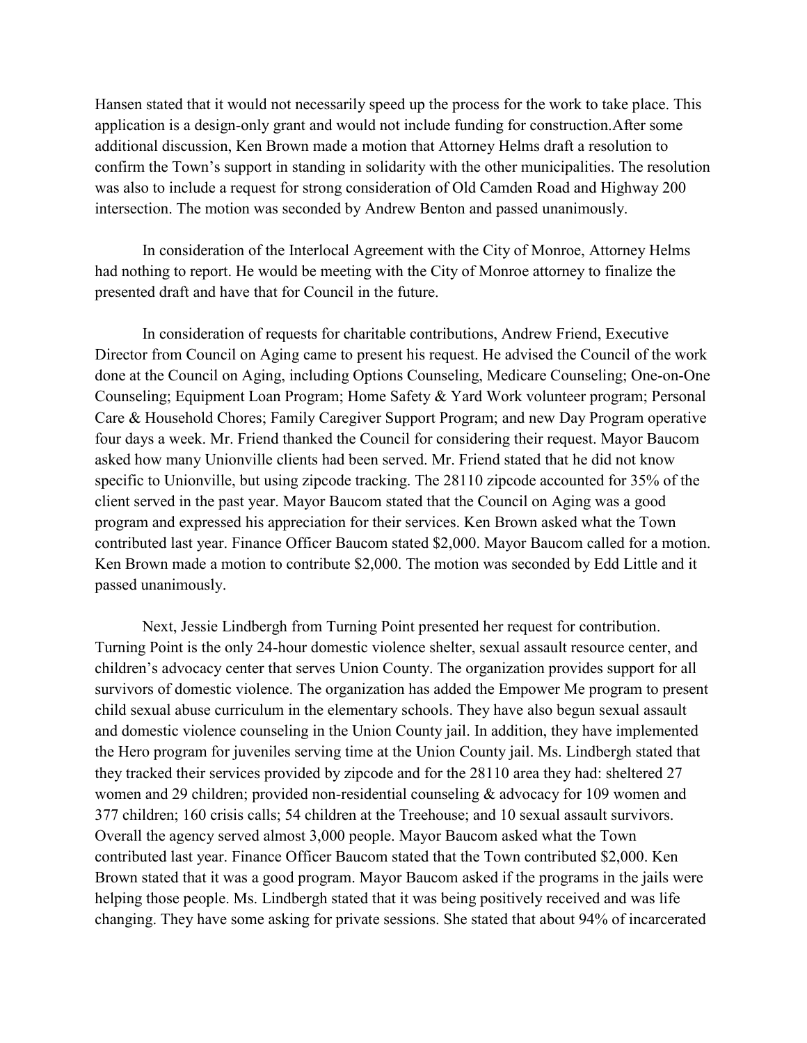Hansen stated that it would not necessarily speed up the process for the work to take place. This application is a design-only grant and would not include funding for construction.After some additional discussion, Ken Brown made a motion that Attorney Helms draft a resolution to confirm the Town's support in standing in solidarity with the other municipalities. The resolution was also to include a request for strong consideration of Old Camden Road and Highway 200 intersection. The motion was seconded by Andrew Benton and passed unanimously.

In consideration of the Interlocal Agreement with the City of Monroe, Attorney Helms had nothing to report. He would be meeting with the City of Monroe attorney to finalize the presented draft and have that for Council in the future.

In consideration of requests for charitable contributions, Andrew Friend, Executive Director from Council on Aging came to present his request. He advised the Council of the work done at the Council on Aging, including Options Counseling, Medicare Counseling; One-on-One Counseling; Equipment Loan Program; Home Safety & Yard Work volunteer program; Personal Care & Household Chores; Family Caregiver Support Program; and new Day Program operative four days a week. Mr. Friend thanked the Council for considering their request. Mayor Baucom asked how many Unionville clients had been served. Mr. Friend stated that he did not know specific to Unionville, but using zipcode tracking. The 28110 zipcode accounted for 35% of the client served in the past year. Mayor Baucom stated that the Council on Aging was a good program and expressed his appreciation for their services. Ken Brown asked what the Town contributed last year. Finance Officer Baucom stated $2,000. Mayor Baucom called for a motion. Ken Brown made a motion to contribute $2,000. The motion was seconded by Edd Little and it passed unanimously.

Next, Jessie Lindbergh from Turning Point presented her request for contribution. Turning Point is the only 24-hour domestic violence shelter, sexual assault resource center, and children's advocacy center that serves Union County. The organization provides support for all survivors of domestic violence. The organization has added the Empower Me program to present child sexual abuse curriculum in the elementary schools. They have also begun sexual assault and domestic violence counseling in the Union County jail. In addition, they have implemented the Hero program for juveniles serving time at the Union County jail. Ms. Lindbergh stated that they tracked their services provided by zipcode and for the 28110 area they had: sheltered 27 women and 29 children; provided non-residential counseling & advocacy for 109 women and 377 children; 160 crisis calls; 54 children at the Treehouse; and 10 sexual assault survivors. Overall the agency served almost 3,000 people. Mayor Baucom asked what the Town contributed last year. Finance Officer Baucom stated that the Town contributed $2,000. Ken Brown stated that it was a good program. Mayor Baucom asked if the programs in the jails were helping those people. Ms. Lindbergh stated that it was being positively received and was life changing. They have some asking for private sessions. She stated that about 94% of incarcerated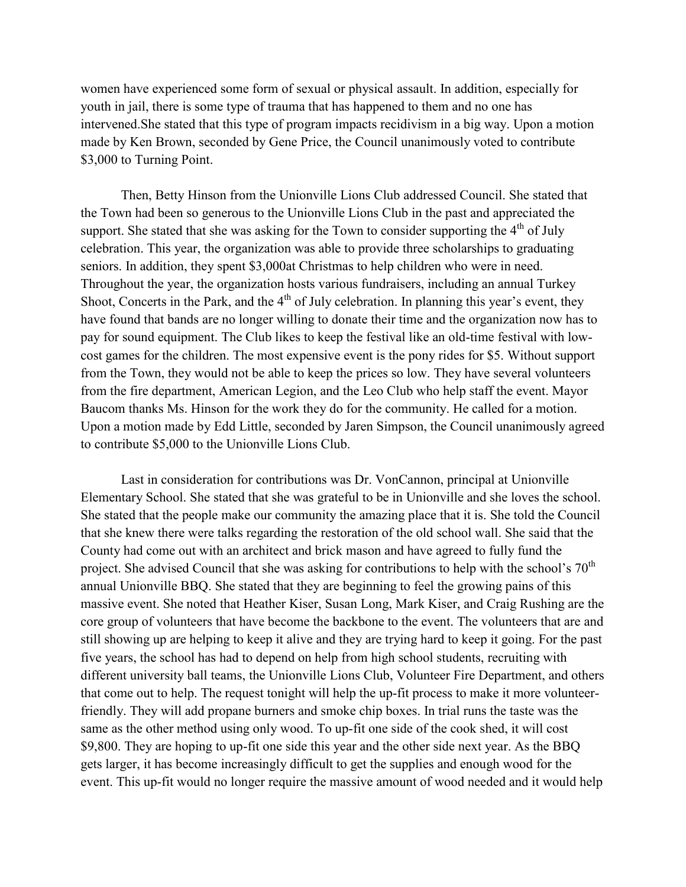women have experienced some form of sexual or physical assault. In addition, especially for youth in jail, there is some type of trauma that has happened to them and no one has intervened.She stated that this type of program impacts recidivism in a big way. Upon a motion made by Ken Brown, seconded by Gene Price, the Council unanimously voted to contribute $3,000 to Turning Point.

Then, Betty Hinson from the Unionville Lions Club addressed Council. She stated that the Town had been so generous to the Unionville Lions Club in the past and appreciated the support. She stated that she was asking for the Town to consider supporting the 4th of July celebration. This year, the organization was able to provide three scholarships to graduating seniors. In addition, they spent $3,000at Christmas to help children who were in need. Throughout the year, the organization hosts various fundraisers, including an annual Turkey Shoot, Concerts in the Park, and the 4th of July celebration. In planning this year's event, they have found that bands are no longer willing to donate their time and the organization now has to pay for sound equipment. The Club likes to keep the festival like an old-time festival with low-cost games for the children. The most expensive event is the pony rides for $5. Without support from the Town, they would not be able to keep the prices so low. They have several volunteers from the fire department, American Legion, and the Leo Club who help staff the event. Mayor Baucom thanks Ms. Hinson for the work they do for the community. He called for a motion. Upon a motion made by Edd Little, seconded by Jaren Simpson, the Council unanimously agreed to contribute $5,000 to the Unionville Lions Club.

Last in consideration for contributions was Dr. VonCannon, principal at Unionville Elementary School. She stated that she was grateful to be in Unionville and she loves the school. She stated that the people make our community the amazing place that it is. She told the Council that she knew there were talks regarding the restoration of the old school wall. She said that the County had come out with an architect and brick mason and have agreed to fully fund the project. She advised Council that she was asking for contributions to help with the school's 70th annual Unionville BBQ. She stated that they are beginning to feel the growing pains of this massive event. She noted that Heather Kiser, Susan Long, Mark Kiser, and Craig Rushing are the core group of volunteers that have become the backbone to the event. The volunteers that are and still showing up are helping to keep it alive and they are trying hard to keep it going. For the past five years, the school has had to depend on help from high school students, recruiting with different university ball teams, the Unionville Lions Club, Volunteer Fire Department, and others that come out to help. The request tonight will help the up-fit process to make it more volunteer-friendly. They will add propane burners and smoke chip boxes. In trial runs the taste was the same as the other method using only wood. To up-fit one side of the cook shed, it will cost $9,800. They are hoping to up-fit one side this year and the other side next year. As the BBQ gets larger, it has become increasingly difficult to get the supplies and enough wood for the event. This up-fit would no longer require the massive amount of wood needed and it would help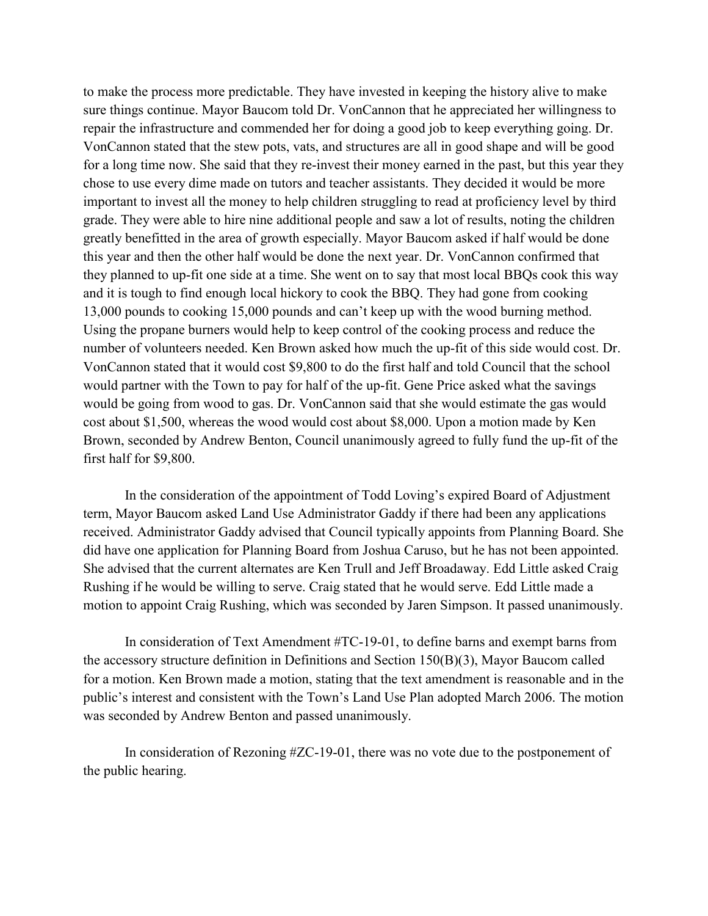to make the process more predictable. They have invested in keeping the history alive to make sure things continue. Mayor Baucom told Dr. VonCannon that he appreciated her willingness to repair the infrastructure and commended her for doing a good job to keep everything going. Dr. VonCannon stated that the stew pots, vats, and structures are all in good shape and will be good for a long time now. She said that they re-invest their money earned in the past, but this year they chose to use every dime made on tutors and teacher assistants. They decided it would be more important to invest all the money to help children struggling to read at proficiency level by third grade. They were able to hire nine additional people and saw a lot of results, noting the children greatly benefitted in the area of growth especially. Mayor Baucom asked if half would be done this year and then the other half would be done the next year. Dr. VonCannon confirmed that they planned to up-fit one side at a time. She went on to say that most local BBQs cook this way and it is tough to find enough local hickory to cook the BBQ. They had gone from cooking 13,000 pounds to cooking 15,000 pounds and can't keep up with the wood burning method. Using the propane burners would help to keep control of the cooking process and reduce the number of volunteers needed. Ken Brown asked how much the up-fit of this side would cost. Dr. VonCannon stated that it would cost $9,800 to do the first half and told Council that the school would partner with the Town to pay for half of the up-fit. Gene Price asked what the savings would be going from wood to gas. Dr. VonCannon said that she would estimate the gas would cost about $1,500, whereas the wood would cost about $8,000. Upon a motion made by Ken Brown, seconded by Andrew Benton, Council unanimously agreed to fully fund the up-fit of the first half for $9,800.

In the consideration of the appointment of Todd Loving's expired Board of Adjustment term, Mayor Baucom asked Land Use Administrator Gaddy if there had been any applications received. Administrator Gaddy advised that Council typically appoints from Planning Board. She did have one application for Planning Board from Joshua Caruso, but he has not been appointed. She advised that the current alternates are Ken Trull and Jeff Broadaway. Edd Little asked Craig Rushing if he would be willing to serve. Craig stated that he would serve. Edd Little made a motion to appoint Craig Rushing, which was seconded by Jaren Simpson. It passed unanimously.

In consideration of Text Amendment #TC-19-01, to define barns and exempt barns from the accessory structure definition in Definitions and Section 150(B)(3), Mayor Baucom called for a motion. Ken Brown made a motion, stating that the text amendment is reasonable and in the public's interest and consistent with the Town's Land Use Plan adopted March 2006. The motion was seconded by Andrew Benton and passed unanimously.

In consideration of Rezoning #ZC-19-01, there was no vote due to the postponement of the public hearing.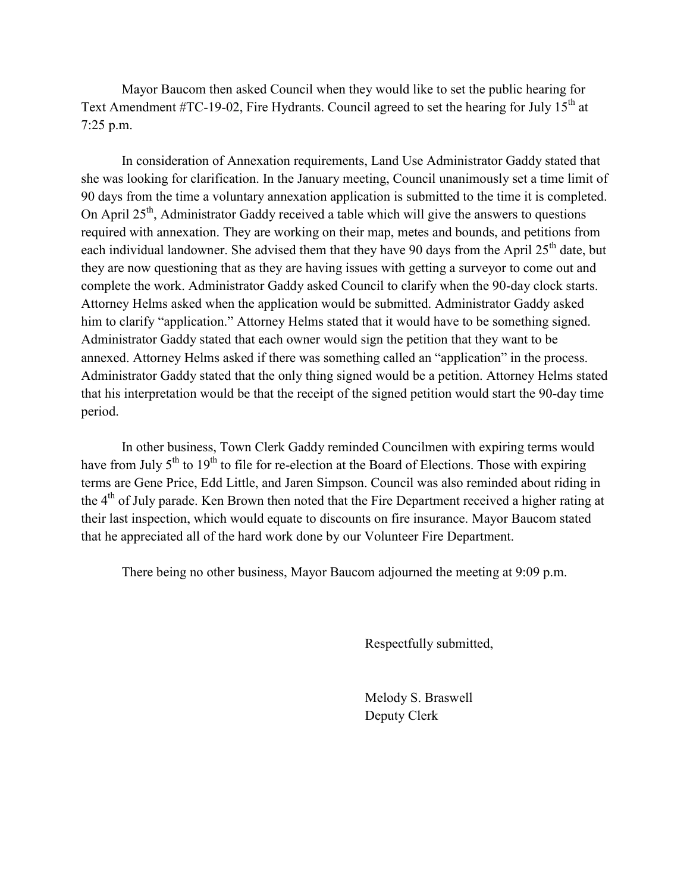Mayor Baucom then asked Council when they would like to set the public hearing for Text Amendment #TC-19-02, Fire Hydrants. Council agreed to set the hearing for July 15th at 7:25 p.m.

In consideration of Annexation requirements, Land Use Administrator Gaddy stated that she was looking for clarification. In the January meeting, Council unanimously set a time limit of 90 days from the time a voluntary annexation application is submitted to the time it is completed. On April 25th, Administrator Gaddy received a table which will give the answers to questions required with annexation. They are working on their map, metes and bounds, and petitions from each individual landowner. She advised them that they have 90 days from the April 25th date, but they are now questioning that as they are having issues with getting a surveyor to come out and complete the work. Administrator Gaddy asked Council to clarify when the 90-day clock starts. Attorney Helms asked when the application would be submitted. Administrator Gaddy asked him to clarify "application." Attorney Helms stated that it would have to be something signed. Administrator Gaddy stated that each owner would sign the petition that they want to be annexed. Attorney Helms asked if there was something called an "application" in the process. Administrator Gaddy stated that the only thing signed would be a petition. Attorney Helms stated that his interpretation would be that the receipt of the signed petition would start the 90-day time period.

In other business, Town Clerk Gaddy reminded Councilmen with expiring terms would have from July 5th to 19th to file for re-election at the Board of Elections. Those with expiring terms are Gene Price, Edd Little, and Jaren Simpson. Council was also reminded about riding in the 4th of July parade. Ken Brown then noted that the Fire Department received a higher rating at their last inspection, which would equate to discounts on fire insurance. Mayor Baucom stated that he appreciated all of the hard work done by our Volunteer Fire Department.

There being no other business, Mayor Baucom adjourned the meeting at 9:09 p.m.

Respectfully submitted,

Melody S. Braswell
Deputy Clerk